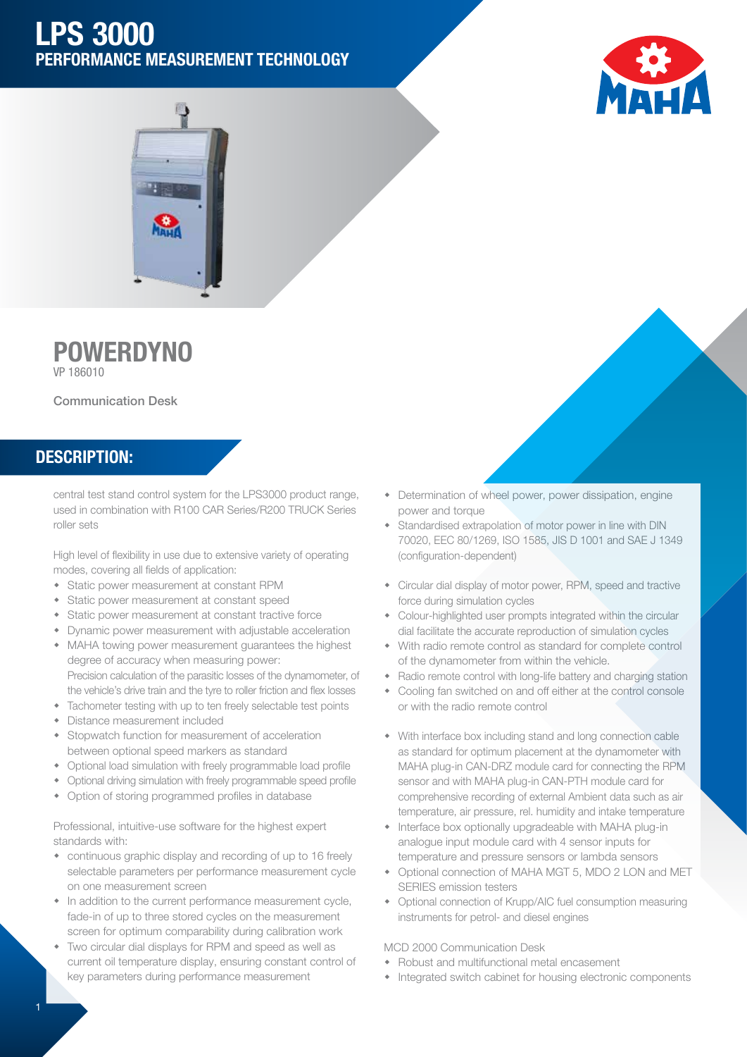# LPS 3000
## PERFORMANCE MEASUREMENT TECHNOLOGY

## POWERDYNO
VP 186010

Communication Desk

## DESCRIPTION:

central test stand control system for the LPS3000 product range, used in combination with R100 CAR Series/R200 TRUCK Series roller sets

High level of flexibility in use due to extensive variety of operating modes, covering all fields of application:

- Static power measurement at constant RPM
- Static power measurement at constant speed
- Static power measurement at constant tractive force
- Dynamic power measurement with adjustable acceleration
- MAHA towing power measurement guarantees the highest degree of accuracy when measuring power:
  Precision calculation of the parasitic losses of the dynamometer, of the vehicle's drive train and the tyre to roller friction and flex losses
- Tachometer testing with up to ten freely selectable test points
- Distance measurement included
- Stopwatch function for measurement of acceleration between optional speed markers as standard
- Optional load simulation with freely programmable load profile
- Optional driving simulation with freely programmable speed profile
- Option of storing programmed profiles in database

Professional, intuitive-use software for the highest expert standards with:

- continuous graphic display and recording of up to 16 freely selectable parameters per performance measurement cycle on one measurement screen
- In addition to the current performance measurement cycle, fade-in of up to three stored cycles on the measurement screen for optimum comparability during calibration work
- Two circular dial displays for RPM and speed as well as current oil temperature display, ensuring constant control of key parameters during performance measurement
- Determination of wheel power, power dissipation, engine power and torque
- Standardised extrapolation of motor power in line with DIN 70020, EEC 80/1269, ISO 1585, JIS D 1001 and SAE J 1349 (configuration-dependent)

- Circular dial display of motor power, RPM, speed and tractive force during simulation cycles
- Colour-highlighted user prompts integrated within the circular dial facilitate the accurate reproduction of simulation cycles
- With radio remote control as standard for complete control of the dynamometer from within the vehicle.
- Radio remote control with long-life battery and charging station
- Cooling fan switched on and off either at the control console or with the radio remote control

- With interface box including stand and long connection cable as standard for optimum placement at the dynamometer with MAHA plug-in CAN-DRZ module card for connecting the RPM sensor and with MAHA plug-in CAN-PTH module card for comprehensive recording of external Ambient data such as air temperature, air pressure, rel. humidity and intake temperature
- Interface box optionally upgradeable with MAHA plug-in analogue input module card with 4 sensor inputs for temperature and pressure sensors or lambda sensors
- Optional connection of MAHA MGT 5, MDO 2 LON and MET SERIES emission testers
- Optional connection of Krupp/AIC fuel consumption measuring instruments for petrol- and diesel engines

MCD 2000 Communication Desk

- Robust and multifunctional metal encasement
- Integrated switch cabinet for housing electronic components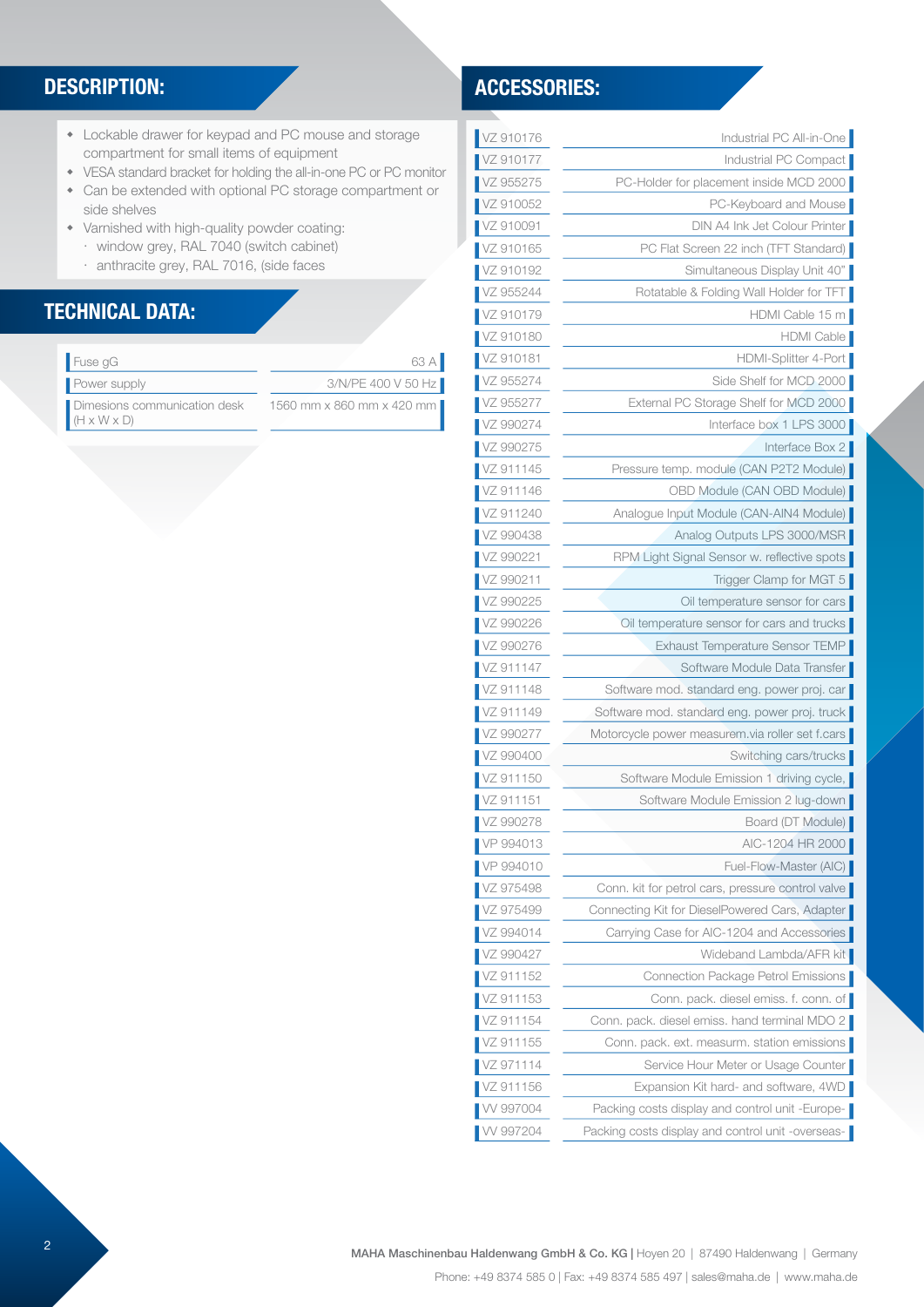## DESCRIPTION:

- Lockable drawer for keypad and PC mouse and storage compartment for small items of equipment
- VESA standard bracket for holding the all-in-one PC or PC monitor
- Can be extended with optional PC storage compartment or side shelves
- Varnished with high-quality powder coating:
  - window grey, RAL 7040 (switch cabinet)
  - anthracite grey, RAL 7016, (side faces

## TECHNICAL DATA:

| | |
|---|---|
| Fuse gG | 63 A |
| Power supply | 3/N/PE 400 V 50 Hz |
| Dimesions communication desk (H x W x D) | 1560 mm x 860 mm x 420 mm |

## ACCESSORIES:

| | |
|---|---|
| VZ 910176 | Industrial PC All-in-One |
| VZ 910177 | Industrial PC Compact |
| VZ 955275 | PC-Holder for placement inside MCD 2000 |
| VZ 910052 | PC-Keyboard and Mouse |
| VZ 910091 | DIN A4 Ink Jet Colour Printer |
| VZ 910165 | PC Flat Screen 22 inch (TFT Standard) |
| VZ 910192 | Simultaneous Display Unit 40" |
| VZ 955244 | Rotatable & Folding Wall Holder for TFT |
| VZ 910179 | HDMI Cable 15 m |
| VZ 910180 | HDMI Cable |
| VZ 910181 | HDMI-Splitter 4-Port |
| VZ 955274 | Side Shelf for MCD 2000 |
| VZ 955277 | External PC Storage Shelf for MCD 2000 |
| VZ 990274 | Interface box 1 LPS 3000 |
| VZ 990275 | Interface Box 2 |
| VZ 911145 | Pressure temp. module (CAN P2T2 Module) |
| VZ 911146 | OBD Module (CAN OBD Module) |
| VZ 911240 | Analogue Input Module (CAN-AIN4 Module) |
| VZ 990438 | Analog Outputs LPS 3000/MSR |
| VZ 990221 | RPM Light Signal Sensor w. reflective spots |
| VZ 990211 | Trigger Clamp for MGT 5 |
| VZ 990225 | Oil temperature sensor for cars |
| VZ 990226 | Oil temperature sensor for cars and trucks |
| VZ 990276 | Exhaust Temperature Sensor TEMP |
| VZ 911147 | Software Module Data Transfer |
| VZ 911148 | Software mod. standard eng. power proj. car |
| VZ 911149 | Software mod. standard eng. power proj. truck |
| VZ 990277 | Motorcycle power measurem.via roller set f.cars |
| VZ 990400 | Switching cars/trucks |
| VZ 911150 | Software Module Emission 1 driving cycle, |
| VZ 911151 | Software Module Emission 2 lug-down |
| VZ 990278 | Board (DT Module) |
| VP 994013 | AIC-1204 HR 2000 |
| VP 994010 | Fuel-Flow-Master (AIC) |
| VZ 975498 | Conn. kit for petrol cars, pressure control valve |
| VZ 975499 | Connecting Kit for DieselPowered Cars, Adapter |
| VZ 994014 | Carrying Case for AIC-1204 and Accessories |
| VZ 990427 | Wideband Lambda/AFR kit |
| VZ 911152 | Connection Package Petrol Emissions |
| VZ 911153 | Conn. pack. diesel emiss. f. conn. of |
| VZ 911154 | Conn. pack. diesel emiss. hand terminal MDO 2 |
| VZ 911155 | Conn. pack. ext. measurm. station emissions |
| VZ 971114 | Service Hour Meter or Usage Counter |
| VZ 911156 | Expansion Kit hard- and software, 4WD |
| VV 997004 | Packing costs display and control unit -Europe- |
| VV 997204 | Packing costs display and control unit -overseas- |

**MAHA Maschinenbau Haldenwang GmbH & Co. KG** | Hoyen 20 | 87490 Haldenwang | Germany
Phone: +49 8374 585 0 | Fax: +49 8374 585 497 | sales@maha.de | www.maha.de